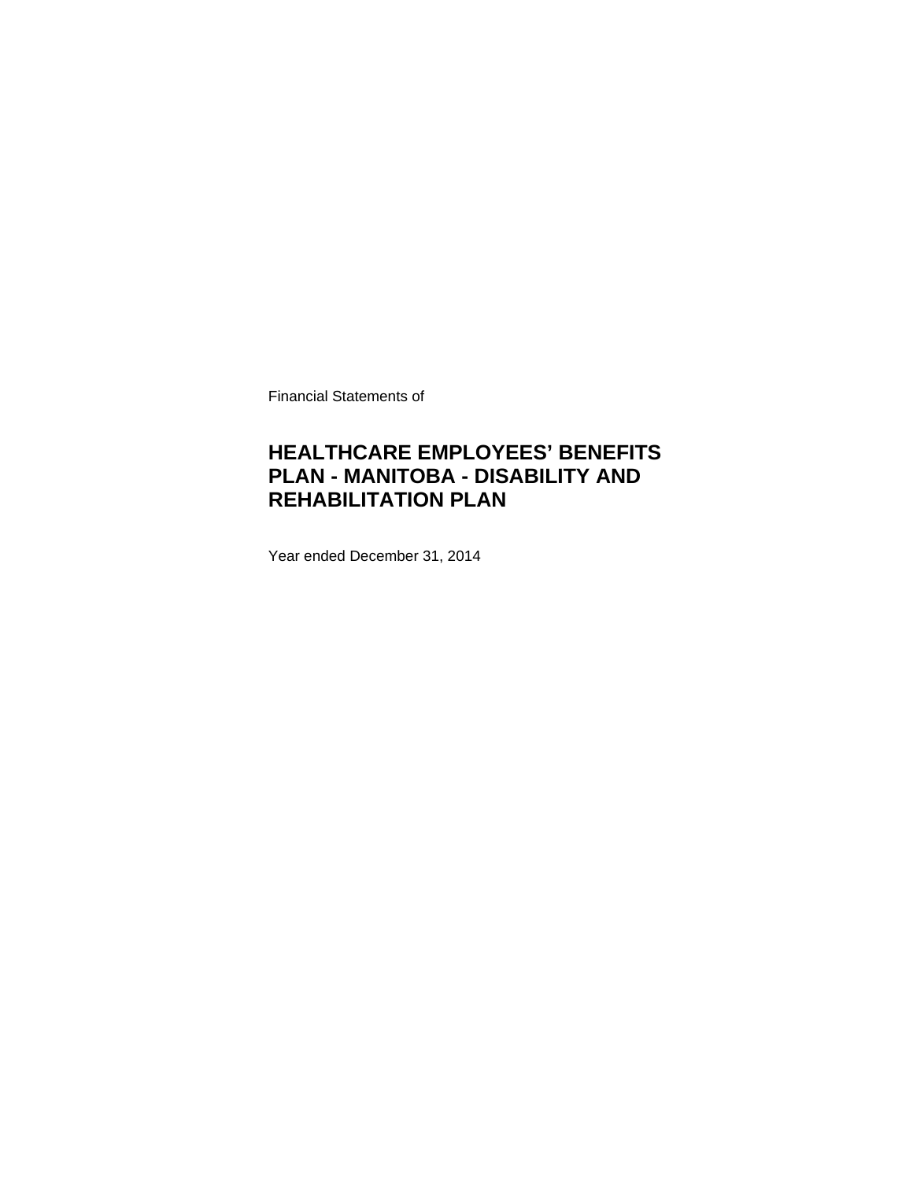Financial Statements of

# HEALTHCARE EMPLOYEES' BENEFITS PLAN - MANITOBA - DISABILITY AND REHABILITATION PLAN

Year ended December 31, 2014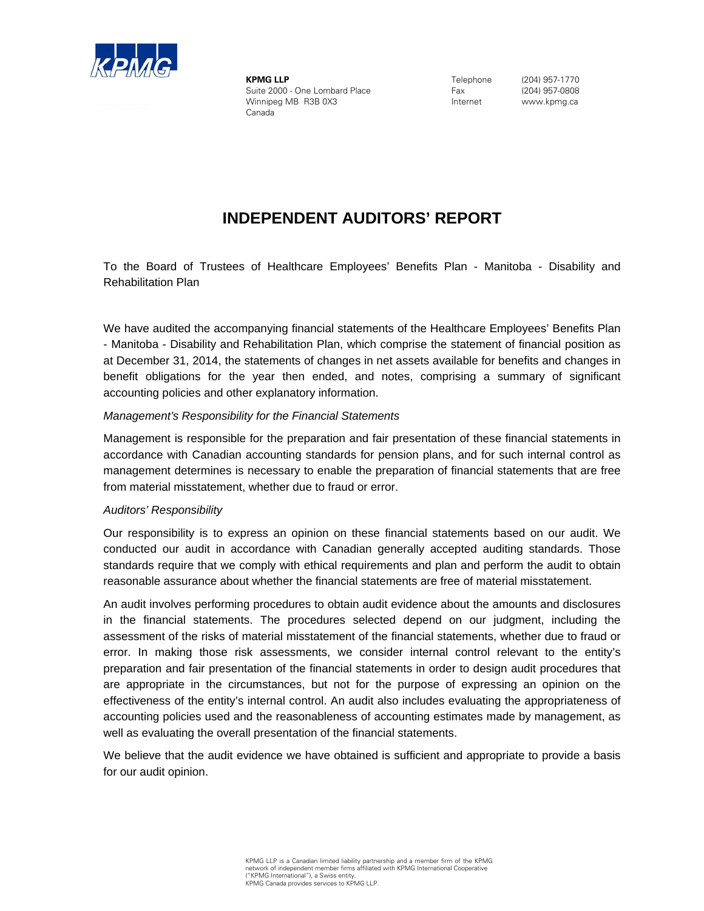KPMG LLP
Suite 2000 - One Lombard Place
Winnipeg MB R3B 0X3
Canada

Telephone (204) 957-1770
Fax (204) 957-0808
Internet www.kpmg.ca

# INDEPENDENT AUDITORS' REPORT

To the Board of Trustees of Healthcare Employees' Benefits Plan - Manitoba - Disability and Rehabilitation Plan

We have audited the accompanying financial statements of the Healthcare Employees' Benefits Plan - Manitoba - Disability and Rehabilitation Plan, which comprise the statement of financial position as at December 31, 2014, the statements of changes in net assets available for benefits and changes in benefit obligations for the year then ended, and notes, comprising a summary of significant accounting policies and other explanatory information.

*Management's Responsibility for the Financial Statements*

Management is responsible for the preparation and fair presentation of these financial statements in accordance with Canadian accounting standards for pension plans, and for such internal control as management determines is necessary to enable the preparation of financial statements that are free from material misstatement, whether due to fraud or error.

*Auditors' Responsibility*

Our responsibility is to express an opinion on these financial statements based on our audit. We conducted our audit in accordance with Canadian generally accepted auditing standards. Those standards require that we comply with ethical requirements and plan and perform the audit to obtain reasonable assurance about whether the financial statements are free of material misstatement.

An audit involves performing procedures to obtain audit evidence about the amounts and disclosures in the financial statements. The procedures selected depend on our judgment, including the assessment of the risks of material misstatement of the financial statements, whether due to fraud or error. In making those risk assessments, we consider internal control relevant to the entity's preparation and fair presentation of the financial statements in order to design audit procedures that are appropriate in the circumstances, but not for the purpose of expressing an opinion on the effectiveness of the entity's internal control. An audit also includes evaluating the appropriateness of accounting policies used and the reasonableness of accounting estimates made by management, as well as evaluating the overall presentation of the financial statements.

We believe that the audit evidence we have obtained is sufficient and appropriate to provide a basis for our audit opinion.

KPMG LLP is a Canadian limited liability partnership and a member firm of the KPMG network of independent member firms affiliated with KPMG International Cooperative ("KPMG International"), a Swiss entity.
KPMG Canada provides services to KPMG LLP.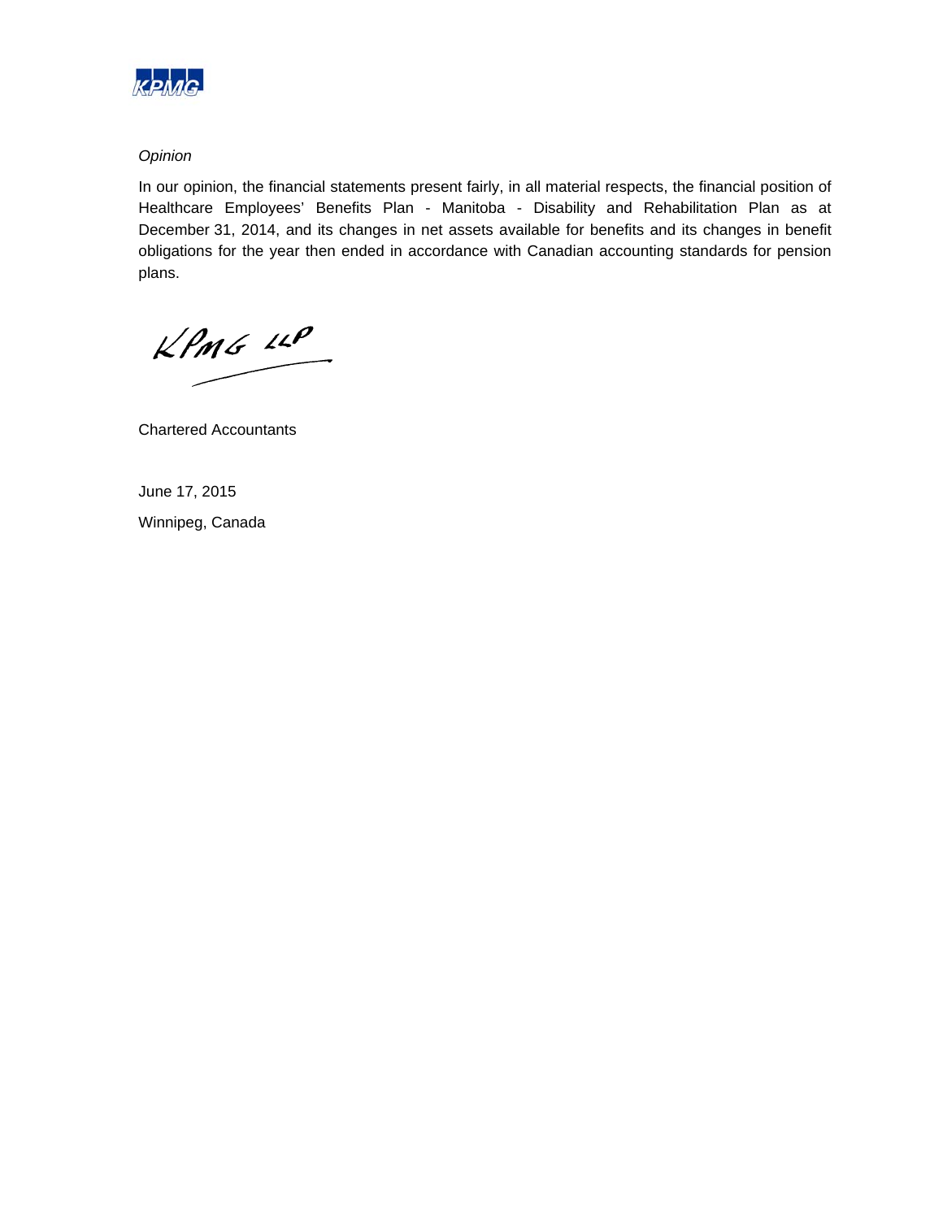*Opinion*

In our opinion, the financial statements present fairly, in all material respects, the financial position of Healthcare Employees' Benefits Plan - Manitoba - Disability and Rehabilitation Plan as at December 31, 2014, and its changes in net assets available for benefits and its changes in benefit obligations for the year then ended in accordance with Canadian accounting standards for pension plans.

KPMG LLP

Chartered Accountants

June 17, 2015

Winnipeg, Canada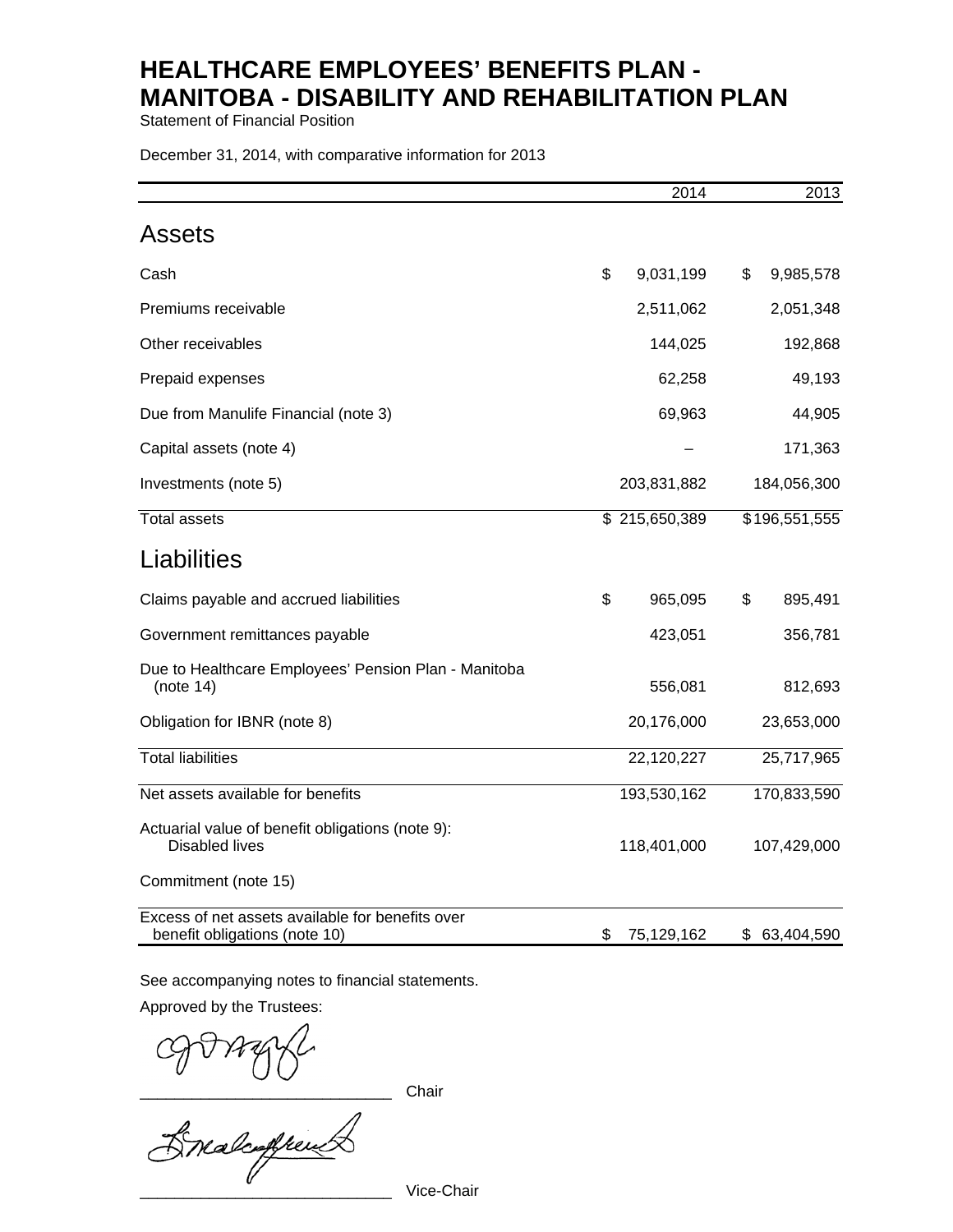# HEALTHCARE EMPLOYEES' BENEFITS PLAN - MANITOBA - DISABILITY AND REHABILITATION PLAN

Statement of Financial Position

December 31, 2014, with comparative information for 2013

| | 2014 | 2013 |
|---|---|---|
| **Assets** | | |
| Cash | $ 9,031,199 | $ 9,985,578 |
| Premiums receivable | 2,511,062 | 2,051,348 |
| Other receivables | 144,025 | 192,868 |
| Prepaid expenses | 62,258 | 49,193 |
| Due from Manulife Financial (note 3) | 69,963 | 44,905 |
| Capital assets (note 4) | – | 171,363 |
| Investments (note 5) | 203,831,882 | 184,056,300 |
| Total assets | $ 215,650,389 | $ 196,551,555 |
| **Liabilities** | | |
| Claims payable and accrued liabilities | $ 965,095 | $ 895,491 |
| Government remittances payable | 423,051 | 356,781 |
| Due to Healthcare Employees' Pension Plan - Manitoba (note 14) | 556,081 | 812,693 |
| Obligation for IBNR (note 8) | 20,176,000 | 23,653,000 |
| Total liabilities | 22,120,227 | 25,717,965 |
| Net assets available for benefits | 193,530,162 | 170,833,590 |
| Actuarial value of benefit obligations (note 9): Disabled lives | 118,401,000 | 107,429,000 |
| Commitment (note 15) | | |
| Excess of net assets available for benefits over benefit obligations (note 10) | $ 75,129,162 | $ 63,404,590 |

See accompanying notes to financial statements.

Approved by the Trustees:

_____________________________ Chair

_____________________________ Vice-Chair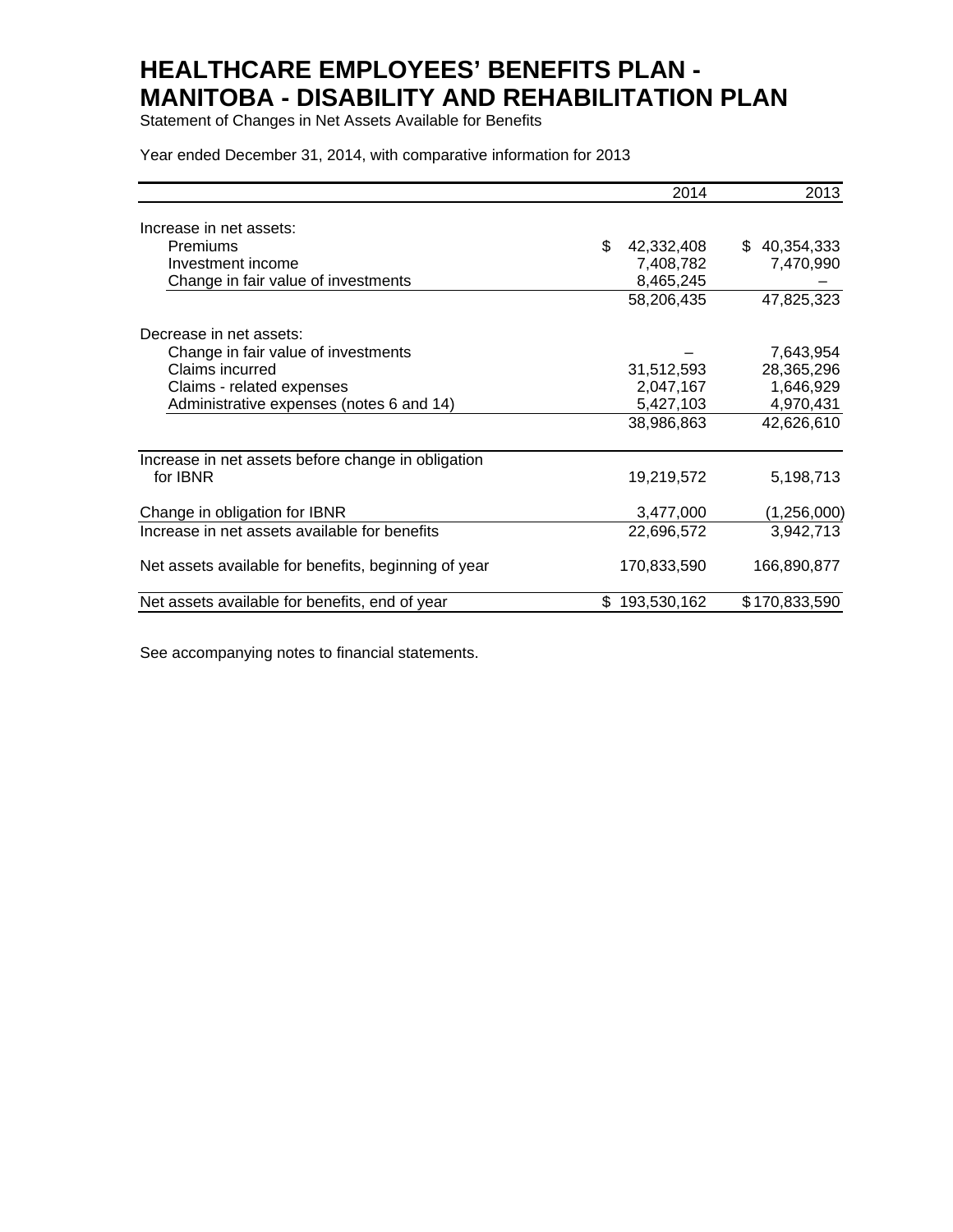# HEALTHCARE EMPLOYEES' BENEFITS PLAN - MANITOBA - DISABILITY AND REHABILITATION PLAN

Statement of Changes in Net Assets Available for Benefits

Year ended December 31, 2014, with comparative information for 2013

| | 2014 | 2013 |
|---|---|---|
| Increase in net assets: | | |
| Premiums | $ 42,332,408 | $ 40,354,333 |
| Investment income | 7,408,782 | 7,470,990 |
| Change in fair value of investments | 8,465,245 | – |
| | 58,206,435 | 47,825,323 |
| Decrease in net assets: | | |
| Change in fair value of investments | – | 7,643,954 |
| Claims incurred | 31,512,593 | 28,365,296 |
| Claims - related expenses | 2,047,167 | 1,646,929 |
| Administrative expenses (notes 6 and 14) | 5,427,103 | 4,970,431 |
| | 38,986,863 | 42,626,610 |
| Increase in net assets before change in obligation for IBNR | 19,219,572 | 5,198,713 |
| Change in obligation for IBNR | 3,477,000 | (1,256,000) |
| Increase in net assets available for benefits | 22,696,572 | 3,942,713 |
| Net assets available for benefits, beginning of year | 170,833,590 | 166,890,877 |
| Net assets available for benefits, end of year | $ 193,530,162 | $ 170,833,590 |

See accompanying notes to financial statements.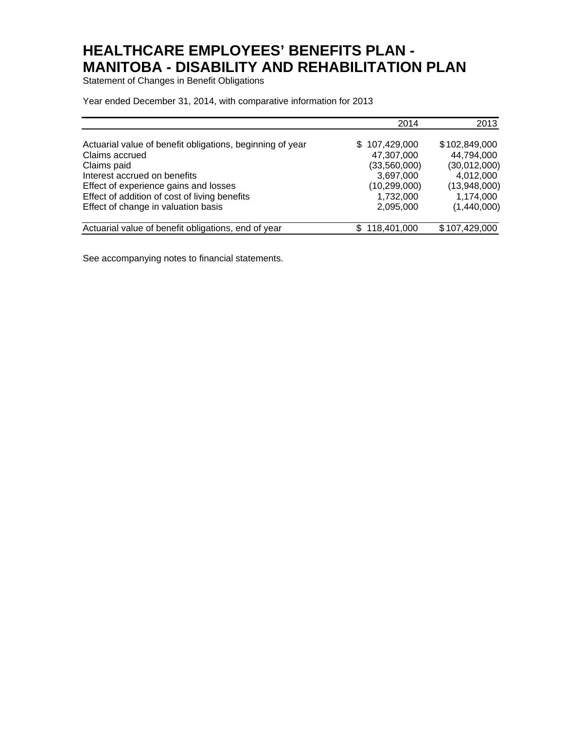# HEALTHCARE EMPLOYEES' BENEFITS PLAN - MANITOBA - DISABILITY AND REHABILITATION PLAN

Statement of Changes in Benefit Obligations

Year ended December 31, 2014, with comparative information for 2013

| | 2014 | 2013 |
|---|---|---|
| Actuarial value of benefit obligations, beginning of year | $ 107,429,000 | $ 102,849,000 |
| Claims accrued | 47,307,000 | 44,794,000 |
| Claims paid | (33,560,000) | (30,012,000) |
| Interest accrued on benefits | 3,697,000 | 4,012,000 |
| Effect of experience gains and losses | (10,299,000) | (13,948,000) |
| Effect of addition of cost of living benefits | 1,732,000 | 1,174,000 |
| Effect of change in valuation basis | 2,095,000 | (1,440,000) |
| Actuarial value of benefit obligations, end of year | $ 118,401,000 | $ 107,429,000 |

See accompanying notes to financial statements.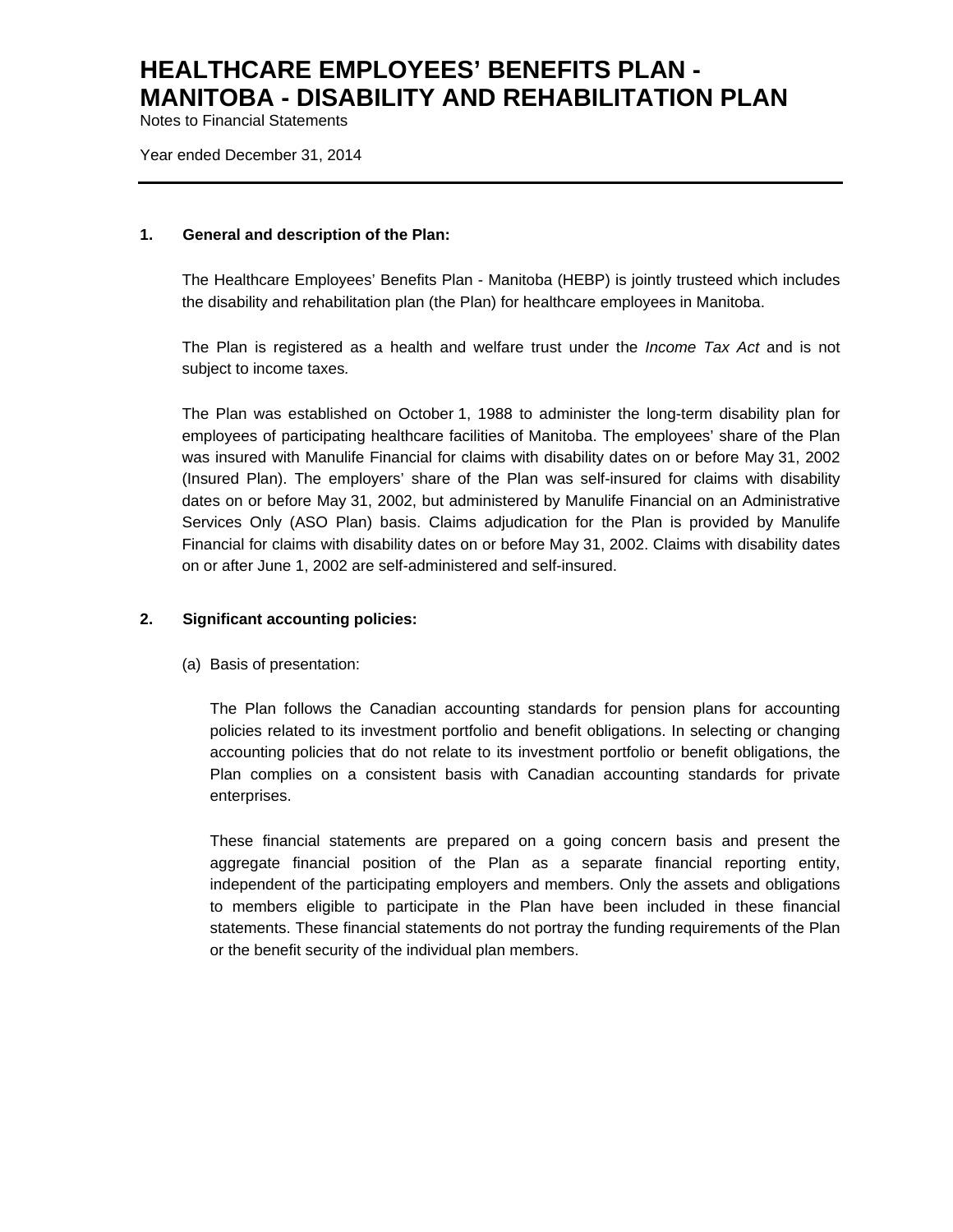# HEALTHCARE EMPLOYEES' BENEFITS PLAN - MANITOBA - DISABILITY AND REHABILITATION PLAN

Notes to Financial Statements

Year ended December 31, 2014

---

**1. General and description of the Plan:**

The Healthcare Employees' Benefits Plan - Manitoba (HEBP) is jointly trusteed which includes the disability and rehabilitation plan (the Plan) for healthcare employees in Manitoba.

The Plan is registered as a health and welfare trust under the *Income Tax Act* and is not subject to income taxes.

The Plan was established on October 1, 1988 to administer the long-term disability plan for employees of participating healthcare facilities of Manitoba. The employees' share of the Plan was insured with Manulife Financial for claims with disability dates on or before May 31, 2002 (Insured Plan). The employers' share of the Plan was self-insured for claims with disability dates on or before May 31, 2002, but administered by Manulife Financial on an Administrative Services Only (ASO Plan) basis. Claims adjudication for the Plan is provided by Manulife Financial for claims with disability dates on or before May 31, 2002. Claims with disability dates on or after June 1, 2002 are self-administered and self-insured.

**2. Significant accounting policies:**

(a) Basis of presentation:

The Plan follows the Canadian accounting standards for pension plans for accounting policies related to its investment portfolio and benefit obligations. In selecting or changing accounting policies that do not relate to its investment portfolio or benefit obligations, the Plan complies on a consistent basis with Canadian accounting standards for private enterprises.

These financial statements are prepared on a going concern basis and present the aggregate financial position of the Plan as a separate financial reporting entity, independent of the participating employers and members. Only the assets and obligations to members eligible to participate in the Plan have been included in these financial statements. These financial statements do not portray the funding requirements of the Plan or the benefit security of the individual plan members.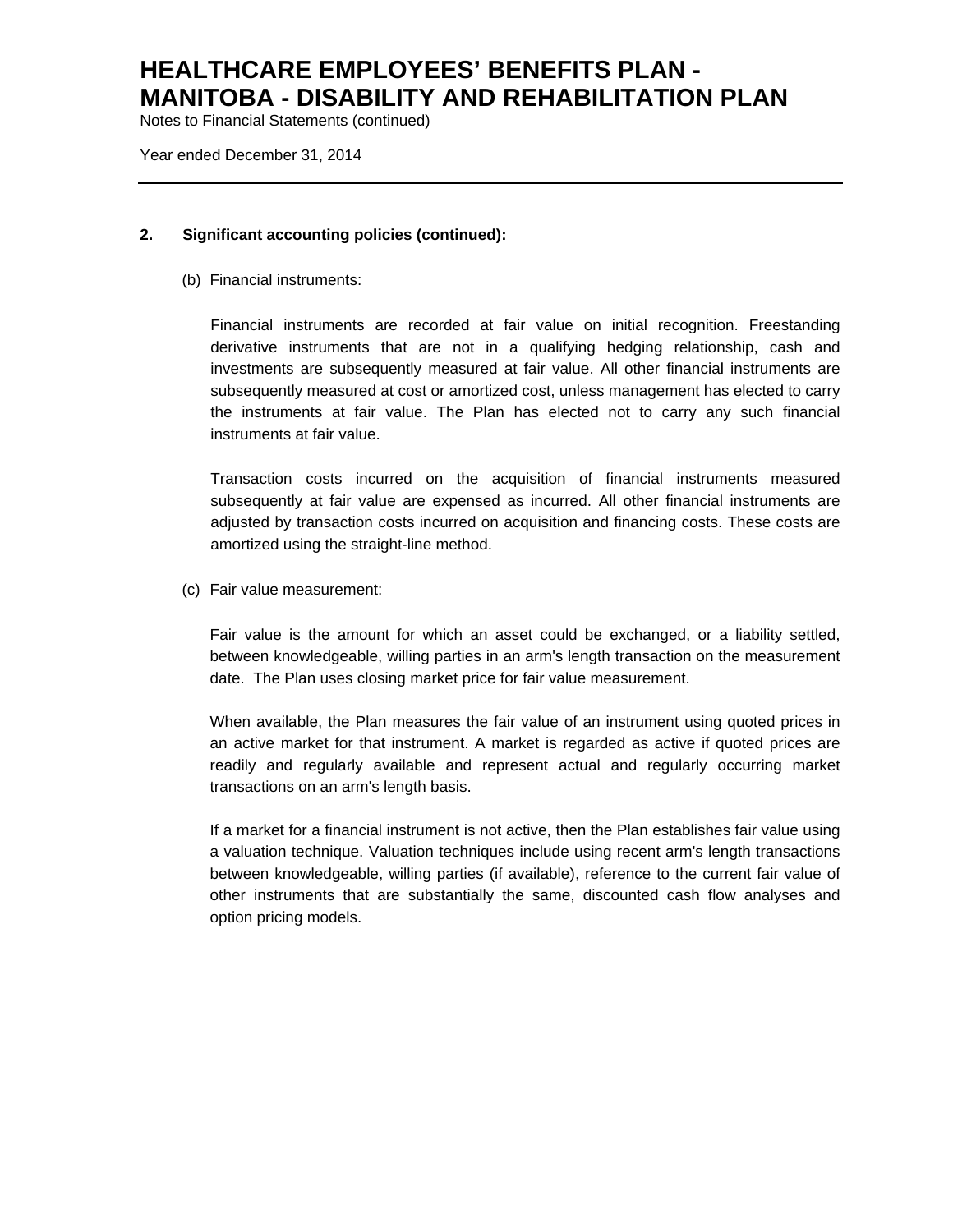# HEALTHCARE EMPLOYEES' BENEFITS PLAN - MANITOBA - DISABILITY AND REHABILITATION PLAN

Notes to Financial Statements (continued)

Year ended December 31, 2014

## 2. Significant accounting policies (continued):

### (b) Financial instruments:

Financial instruments are recorded at fair value on initial recognition. Freestanding derivative instruments that are not in a qualifying hedging relationship, cash and investments are subsequently measured at fair value. All other financial instruments are subsequently measured at cost or amortized cost, unless management has elected to carry the instruments at fair value. The Plan has elected not to carry any such financial instruments at fair value.

Transaction costs incurred on the acquisition of financial instruments measured subsequently at fair value are expensed as incurred. All other financial instruments are adjusted by transaction costs incurred on acquisition and financing costs. These costs are amortized using the straight-line method.

### (c) Fair value measurement:

Fair value is the amount for which an asset could be exchanged, or a liability settled, between knowledgeable, willing parties in an arm's length transaction on the measurement date. The Plan uses closing market price for fair value measurement.

When available, the Plan measures the fair value of an instrument using quoted prices in an active market for that instrument. A market is regarded as active if quoted prices are readily and regularly available and represent actual and regularly occurring market transactions on an arm's length basis.

If a market for a financial instrument is not active, then the Plan establishes fair value using a valuation technique. Valuation techniques include using recent arm's length transactions between knowledgeable, willing parties (if available), reference to the current fair value of other instruments that are substantially the same, discounted cash flow analyses and option pricing models.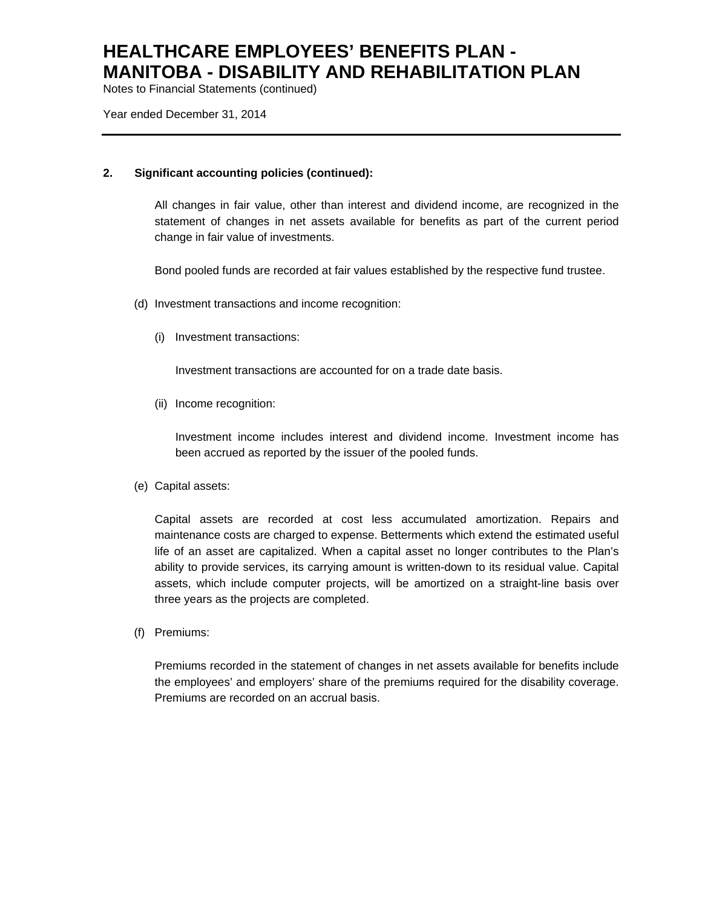# HEALTHCARE EMPLOYEES' BENEFITS PLAN - MANITOBA - DISABILITY AND RABILITATION PLAN

Notes to Financial Statements (continued)

Year ended December 31, 2014

**2. Significant accounting policies (continued):**

All changes in fair value, other than interest and dividend income, are recognized in the statement of changes in net assets available for benefits as part of the current period change in fair value of investments.

Bond pooled funds are recorded at fair values established by the respective fund trustee.

(d) Investment transactions and income recognition:

(i) Investment transactions:

Investment transactions are accounted for on a trade date basis.

(ii) Income recognition:

Investment income includes interest and dividend income. Investment income has been accrued as reported by the issuer of the pooled funds.

(e) Capital assets:

Capital assets are recorded at cost less accumulated amortization. Repairs and maintenance costs are charged to expense. Betterments which extend the estimated useful life of an asset are capitalized. When a capital asset no longer contributes to the Plan's ability to provide services, its carrying amount is written-down to its residual value. Capital assets, which include computer projects, will be amortized on a straight-line basis over three years as the projects are completed.

(f) Premiums:

Premiums recorded in the statement of changes in net assets available for benefits include the employees' and employers' share of the premiums required for the disability coverage. Premiums are recorded on an accrual basis.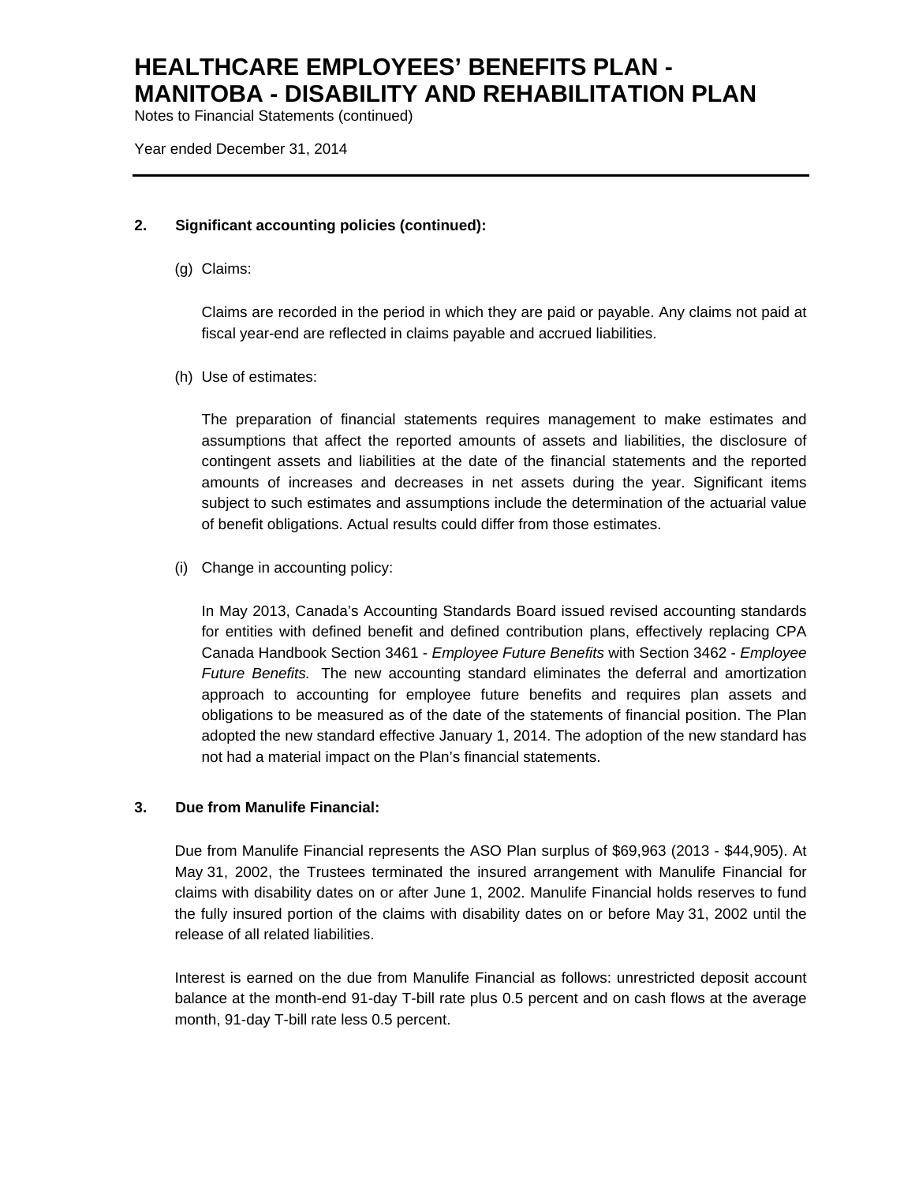## 2. Significant accounting policies (continued):

(g) Claims:

Claims are recorded in the period in which they are paid or payable. Any claims not paid at fiscal year-end are reflected in claims payable and accrued liabilities.

(h) Use of estimates:

The preparation of financial statements requires management to make estimates and assumptions that affect the reported amounts of assets and liabilities, the disclosure of contingent assets and liabilities at the date of the financial statements and the reported amounts of increases and decreases in net assets during the year. Significant items subject to such estimates and assumptions include the determination of the actuarial value of benefit obligations. Actual results could differ from those estimates.

(i) Change in accounting policy:

In May 2013, Canada's Accounting Standards Board issued revised accounting standards for entities with defined benefit and defined contribution plans, effectively replacing CPA Canada Handbook Section 3461 - *Employee Future Benefits* with Section 3462 - *Employee Future Benefits.* The new accounting standard eliminates the deferral and amortization approach to accounting for employee future benefits and requires plan assets and obligations to be measured as of the date of the statements of financial position. The Plan adopted the new standard effective January 1, 2014. The adoption of the new standard has not had a material impact on the Plan's financial statements.

## 3. Due from Manulife Financial:

Due from Manulife Financial represents the ASO Plan surplus of $69,963 (2013 - $44,905). At May 31, 2002, the Trustees terminated the insured arrangement with Manulife Financial for claims with disability dates on or after June 1, 2002. Manulife Financial holds reserves to fund the fully insured portion of the claims with disability dates on or before May 31, 2002 until the release of all related liabilities.

Interest is earned on the due from Manulife Financial as follows: unrestricted deposit account balance at the month-end 91-day T-bill rate plus 0.5 percent and on cash flows at the average month, 91-day T-bill rate less 0.5 percent.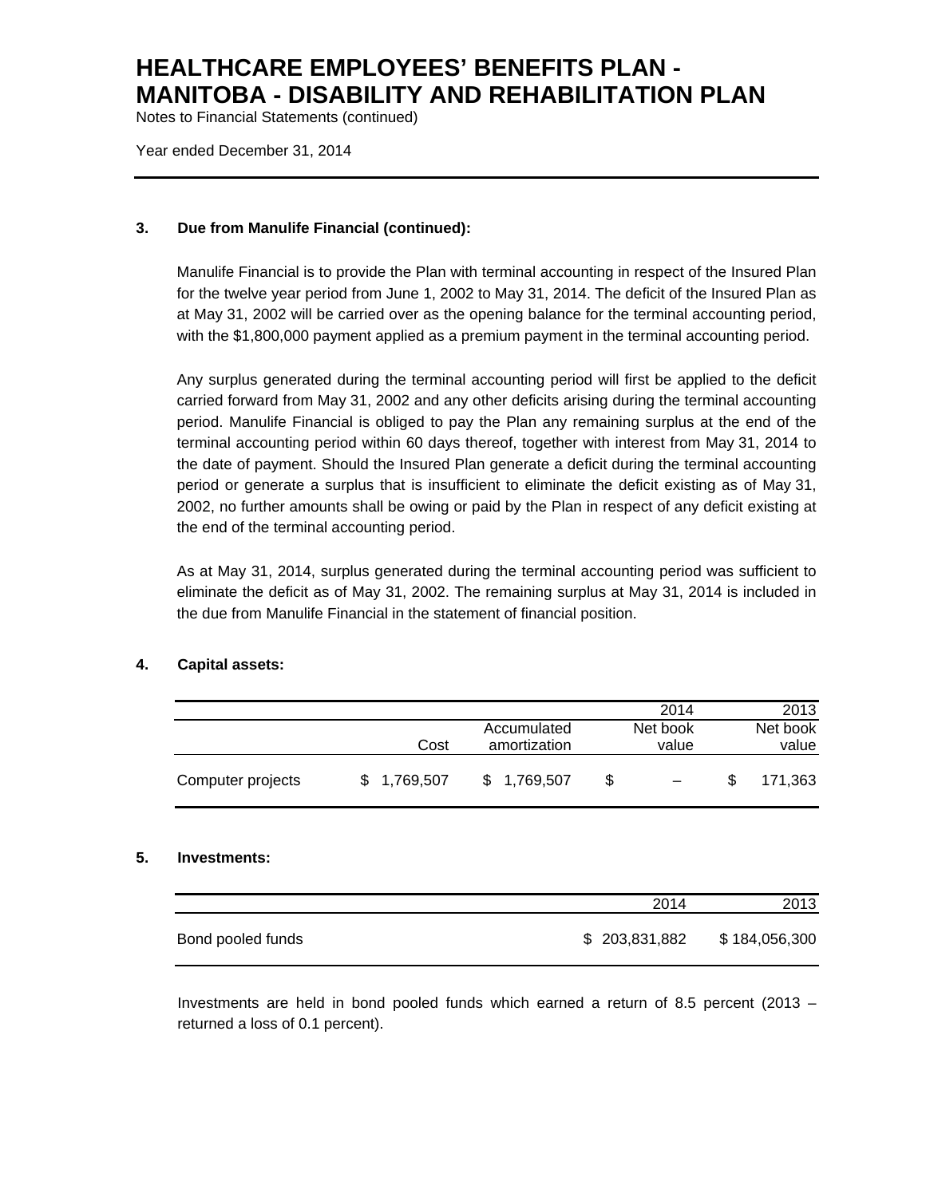# HEALTHCARE EMPLOYEES' BENEFITS PLAN - MANITOBA - DISABILITY AND REHABILITATION PLAN

Notes to Financial Statements (continued)

Year ended December 31, 2014

**3. Due from Manulife Financial (continued):**

Manulife Financial is to provide the Plan with terminal accounting in respect of the Insured Plan for the twelve year period from June 1, 2002 to May 31, 2014. The deficit of the Insured Plan as at May 31, 2002 will be carried over as the opening balance for the terminal accounting period, with the $1,800,000 payment applied as a premium payment in the terminal accounting period.

Any surplus generated during the terminal accounting period will first be applied to the deficit carried forward from May 31, 2002 and any other deficits arising during the terminal accounting period. Manulife Financial is obliged to pay the Plan any remaining surplus at the end of the terminal accounting period within 60 days thereof, together with interest from May 31, 2014 to the date of payment. Should the Insured Plan generate a deficit during the terminal accounting period or generate a surplus that is insufficient to eliminate the deficit existing as of May 31, 2002, no further amounts shall be owing or paid by the Plan in respect of any deficit existing at the end of the terminal accounting period.

As at May 31, 2014, surplus generated during the terminal accounting period was sufficient to eliminate the deficit as of May 31, 2002. The remaining surplus at May 31, 2014 is included in the due from Manulife Financial in the statement of financial position.

**4. Capital assets:**

| | | | 2014 | 2013 |
|---|---|---|---|---|
| | Cost | Accumulated amortization | Net book value | Net book value |
| Computer projects | $ 1,769,507 | $ 1,769,507 | $ – | $ 171,363 |

**5. Investments:**

| | 2014 | 2013 |
|---|---|---|
| Bond pooled funds | $ 203,831,882 | $ 184,056,300 |

Investments are held in bond pooled funds which earned a return of 8.5 percent (2013 – returned a loss of 0.1 percent).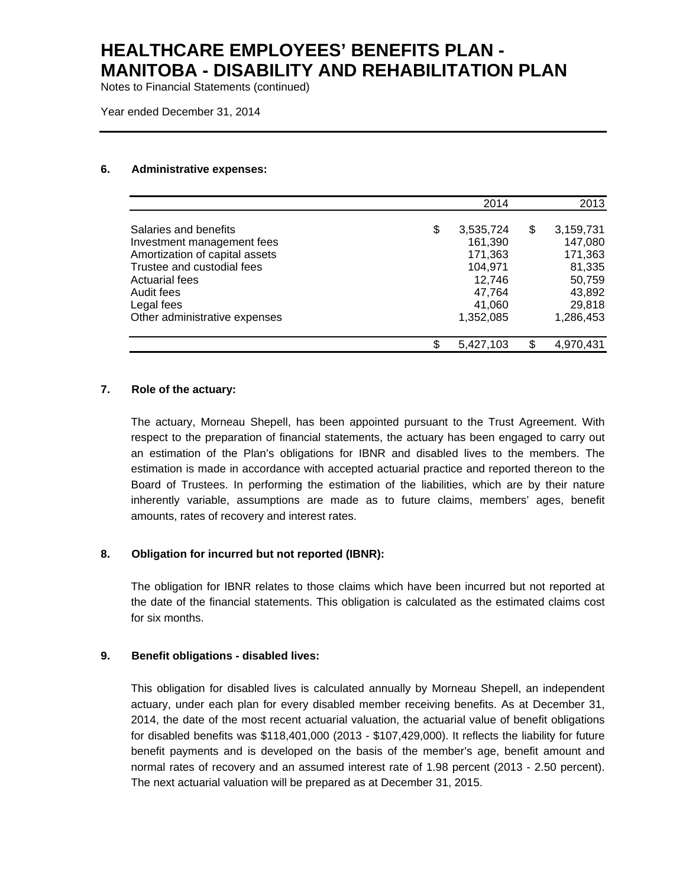# HEALTHCARE EMPLOYEES' BENEFITS PLAN - MANITOBA - DISABILITY AND REHABILITATION PLAN

Notes to Financial Statements (continued)

Year ended December 31, 2014

### 6. Administrative expenses:

| | 2014 | 2013 |
|---|---|---|
| Salaries and benefits | $ 3,535,724 | $ 3,159,731 |
| Investment management fees | 161,390 | 147,080 |
| Amortization of capital assets | 171,363 | 171,363 |
| Trustee and custodial fees | 104,971 | 81,335 |
| Actuarial fees | 12,746 | 50,759 |
| Audit fees | 47,764 | 43,892 |
| Legal fees | 41,060 | 29,818 |
| Other administrative expenses | 1,352,085 | 1,286,453 |
| | $ 5,427,103 | $ 4,970,431 |

### 7. Role of the actuary:

The actuary, Morneau Shepell, has been appointed pursuant to the Trust Agreement. With respect to the preparation of financial statements, the actuary has been engaged to carry out an estimation of the Plan's obligations for IBNR and disabled lives to the members. The estimation is made in accordance with accepted actuarial practice and reported thereon to the Board of Trustees. In performing the estimation of the liabilities, which are by their nature inherently variable, assumptions are made as to future claims, members' ages, benefit amounts, rates of recovery and interest rates.

### 8. Obligation for incurred but not reported (IBNR):

The obligation for IBNR relates to those claims which have been incurred but not reported at the date of the financial statements. This obligation is calculated as the estimated claims cost for six months.

### 9. Benefit obligations - disabled lives:

This obligation for disabled lives is calculated annually by Morneau Shepell, an independent actuary, under each plan for every disabled member receiving benefits. As at December 31, 2014, the date of the most recent actuarial valuation, the actuarial value of benefit obligations for disabled benefits was $118,401,000 (2013 - $107,429,000). It reflects the liability for future benefit payments and is developed on the basis of the member's age, benefit amount and normal rates of recovery and an assumed interest rate of 1.98 percent (2013 - 2.50 percent). The next actuarial valuation will be prepared as at December 31, 2015.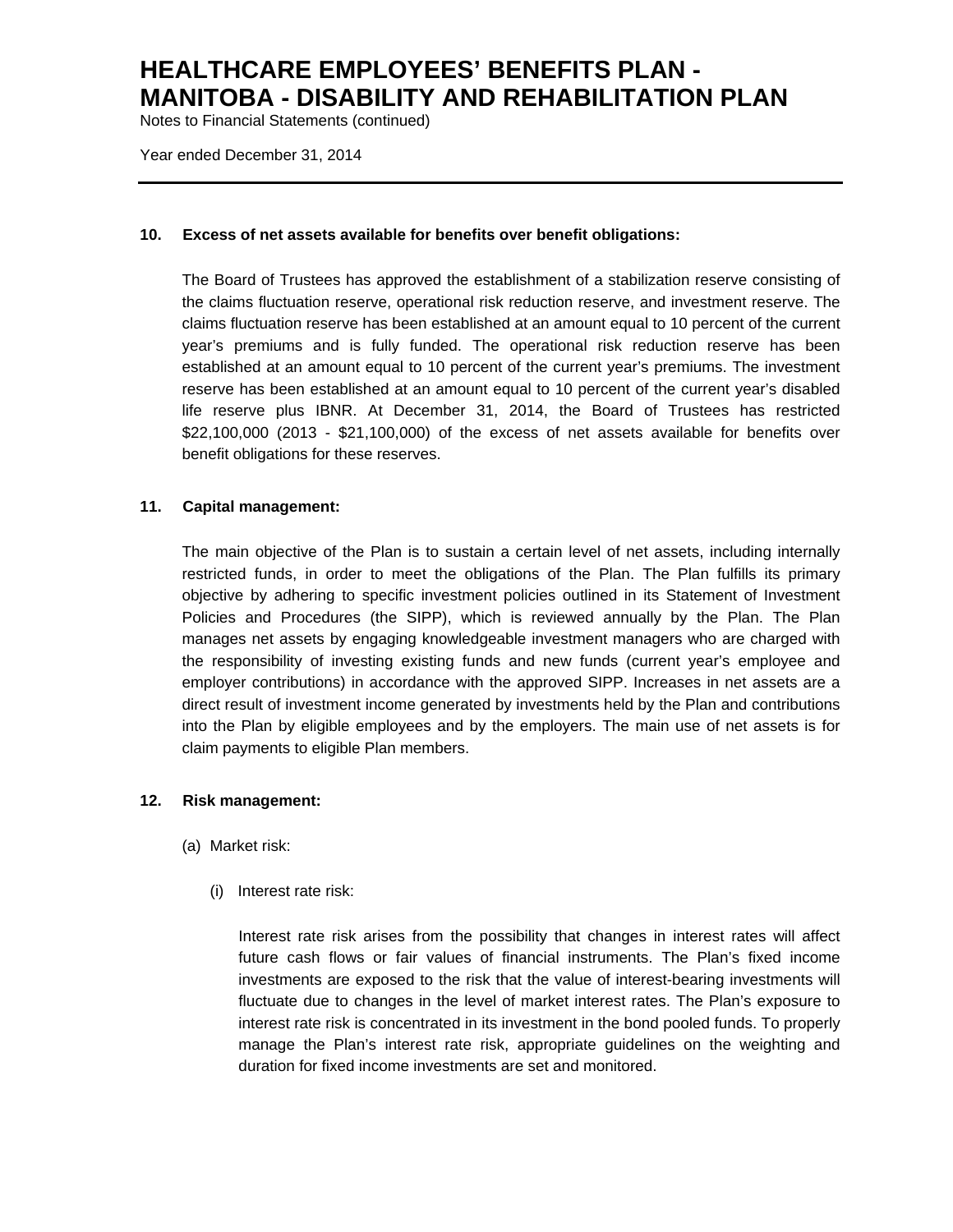### 10. Excess of net assets available for benefits over benefit obligations:

The Board of Trustees has approved the establishment of a stabilization reserve consisting of the claims fluctuation reserve, operational risk reduction reserve, and investment reserve. The claims fluctuation reserve has been established at an amount equal to 10 percent of the current year's premiums and is fully funded. The operational risk reduction reserve has been established at an amount equal to 10 percent of the current year's premiums. The investment reserve has been established at an amount equal to 10 percent of the current year's disabled life reserve plus IBNR. At December 31, 2014, the Board of Trustees has restricted $22,100,000 (2013 - $21,100,000) of the excess of net assets available for benefits over benefit obligations for these reserves.

### 11. Capital management:

The main objective of the Plan is to sustain a certain level of net assets, including internally restricted funds, in order to meet the obligations of the Plan. The Plan fulfills its primary objective by adhering to specific investment policies outlined in its Statement of Investment Policies and Procedures (the SIPP), which is reviewed annually by the Plan. The Plan manages net assets by engaging knowledgeable investment managers who are charged with the responsibility of investing existing funds and new funds (current year's employee and employer contributions) in accordance with the approved SIPP. Increases in net assets are a direct result of investment income generated by investments held by the Plan and contributions into the Plan by eligible employees and by the employers. The main use of net assets is for claim payments to eligible Plan members.

### 12. Risk management:

(a) Market risk:

(i) Interest rate risk:

Interest rate risk arises from the possibility that changes in interest rates will affect future cash flows or fair values of financial instruments. The Plan's fixed income investments are exposed to the risk that the value of interest-bearing investments will fluctuate due to changes in the level of market interest rates. The Plan's exposure to interest rate risk is concentrated in its investment in the bond pooled funds. To properly manage the Plan's interest rate risk, appropriate guidelines on the weighting and duration for fixed income investments are set and monitored.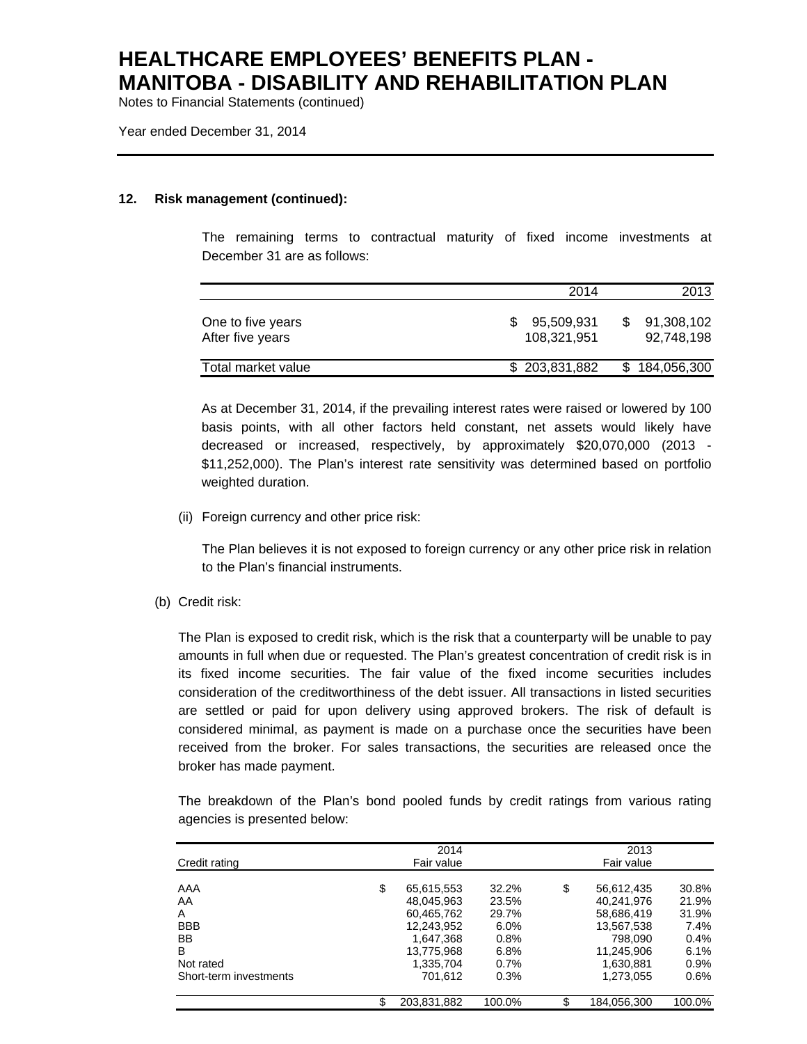### 12. Risk management (continued):

The remaining terms to contractual maturity of fixed income investments at December 31 are as follows:

| | 2014 | 2013 |
|---|---|---|
| One to five years | $ 95,509,931 | $ 91,308,102 |
| After five years | 108,321,951 | 92,748,198 |
| Total market value | $ 203,831,882 | $ 184,056,300 |

As at December 31, 2014, if the prevailing interest rates were raised or lowered by 100 basis points, with all other factors held constant, net assets would likely have decreased or increased, respectively, by approximately $20,070,000 (2013 - $11,252,000). The Plan's interest rate sensitivity was determined based on portfolio weighted duration.

(ii) Foreign currency and other price risk:

The Plan believes it is not exposed to foreign currency or any other price risk in relation to the Plan's financial instruments.

(b) Credit risk:

The Plan is exposed to credit risk, which is the risk that a counterparty will be unable to pay amounts in full when due or requested. The Plan's greatest concentration of credit risk is in its fixed income securities. The fair value of the fixed income securities includes consideration of the creditworthiness of the debt issuer. All transactions in listed securities are settled or paid for upon delivery using approved brokers. The risk of default is considered minimal, as payment is made on a purchase once the securities have been received from the broker. For sales transactions, the securities are released once the broker has made payment.

The breakdown of the Plan's bond pooled funds by credit ratings from various rating agencies is presented below:

| Credit rating | 2014 Fair value | | 2013 Fair value | |
|---|---|---|---|---|
| AAA | $ 65,615,553 | 32.2% | $ 56,612,435 | 30.8% |
| AA | 48,045,963 | 23.5% | 40,241,976 | 21.9% |
| A | 60,465,762 | 29.7% | 58,686,419 | 31.9% |
| BBB | 12,243,952 | 6.0% | 13,567,538 | 7.4% |
| BB | 1,647,368 | 0.8% | 798,090 | 0.4% |
| B | 13,775,968 | 6.8% | 11,245,906 | 6.1% |
| Not rated | 1,335,704 | 0.7% | 1,630,881 | 0.9% |
| Short-term investments | 701,612 | 0.3% | 1,273,055 | 0.6% |
| | $ 203,831,882 | 100.0% | $ 184,056,300 | 100.0% |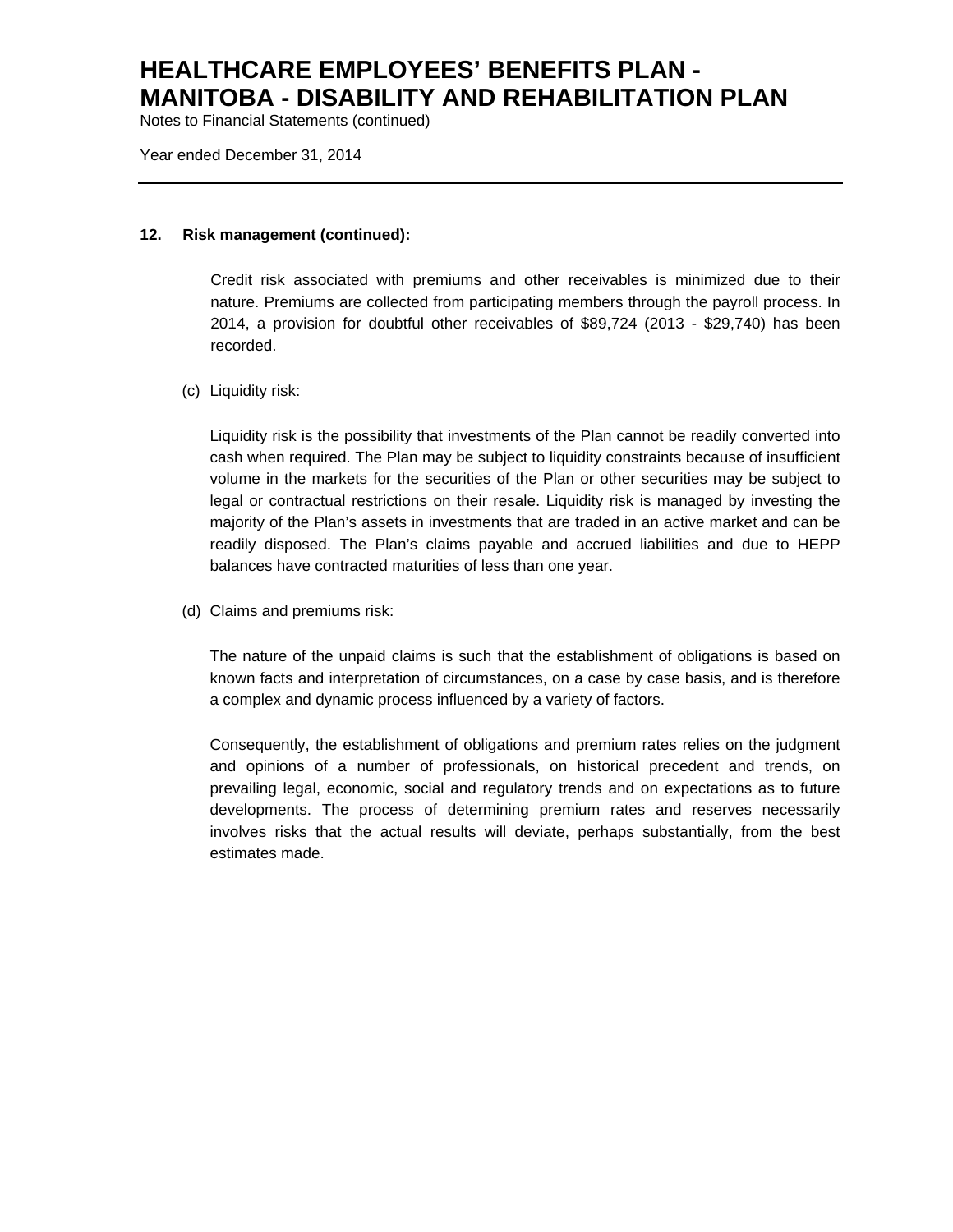## 12. Risk management (continued):

Credit risk associated with premiums and other receivables is minimized due to their nature. Premiums are collected from participating members through the payroll process. In 2014, a provision for doubtful other receivables of $89,724 (2013 - $29,740) has been recorded.

(c) Liquidity risk:

Liquidity risk is the possibility that investments of the Plan cannot be readily converted into cash when required. The Plan may be subject to liquidity constraints because of insufficient volume in the markets for the securities of the Plan or other securities may be subject to legal or contractual restrictions on their resale. Liquidity risk is managed by investing the majority of the Plan's assets in investments that are traded in an active market and can be readily disposed. The Plan's claims payable and accrued liabilities and due to HEPP balances have contracted maturities of less than one year.

(d) Claims and premiums risk:

The nature of the unpaid claims is such that the establishment of obligations is based on known facts and interpretation of circumstances, on a case by case basis, and is therefore a complex and dynamic process influenced by a variety of factors.

Consequently, the establishment of obligations and premium rates relies on the judgment and opinions of a number of professionals, on historical precedent and trends, on prevailing legal, economic, social and regulatory trends and on expectations as to future developments. The process of determining premium rates and reserves necessarily involves risks that the actual results will deviate, perhaps substantially, from the best estimates made.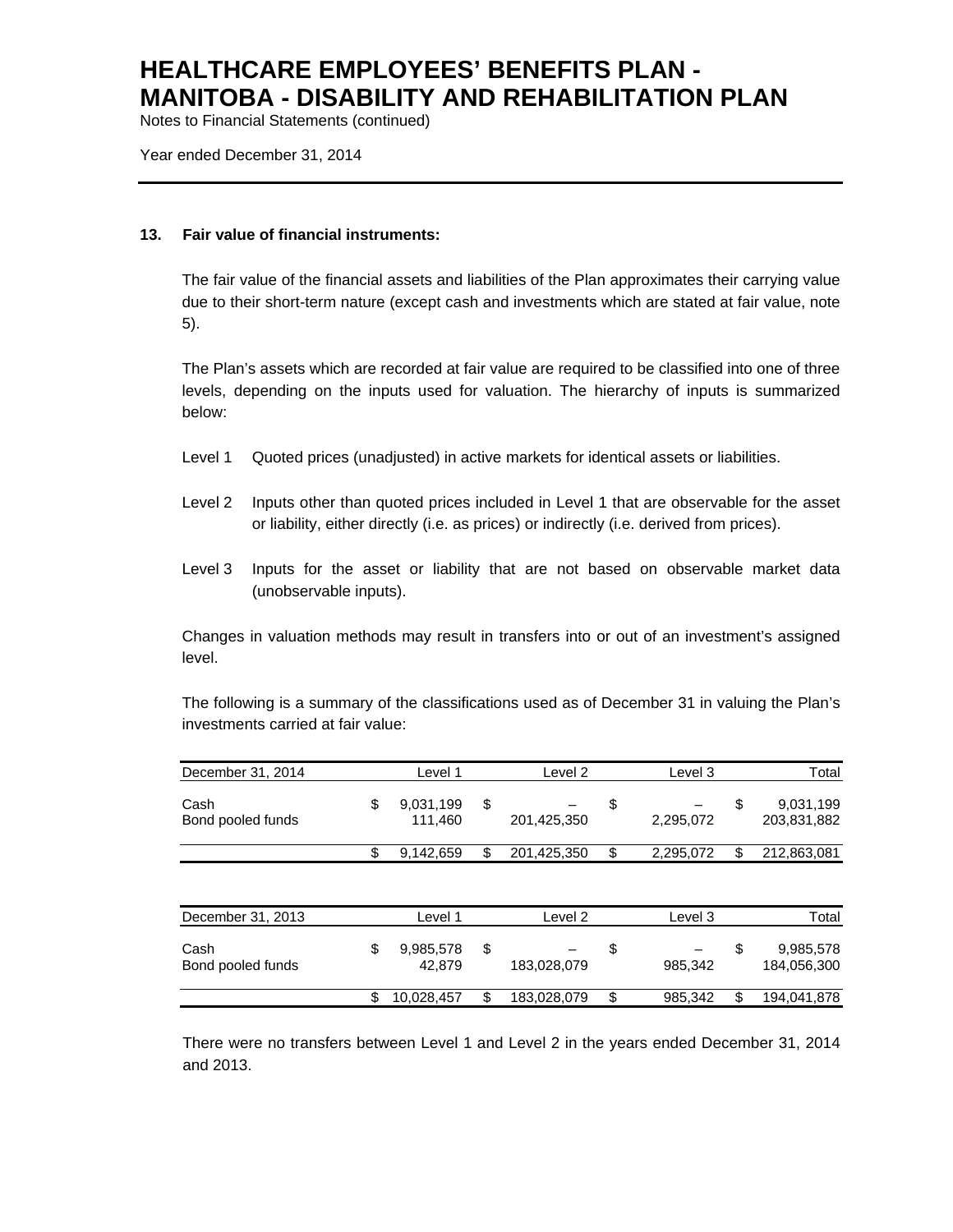### 13. Fair value of financial instruments:

The fair value of the financial assets and liabilities of the Plan approximates their carrying value due to their short-term nature (except cash and investments which are stated at fair value, note 5).

The Plan's assets which are recorded at fair value are required to be classified into one of three levels, depending on the inputs used for valuation. The hierarchy of inputs is summarized below:

Level 1 Quoted prices (unadjusted) in active markets for identical assets or liabilities.

Level 2 Inputs other than quoted prices included in Level 1 that are observable for the asset or liability, either directly (i.e. as prices) or indirectly (i.e. derived from prices).

Level 3 Inputs for the asset or liability that are not based on observable market data (unobservable inputs).

Changes in valuation methods may result in transfers into or out of an investment's assigned level.

The following is a summary of the classifications used as of December 31 in valuing the Plan's investments carried at fair value:

| December 31, 2014 | Level 1 | Level 2 | Level 3 | Total |
|---|---|---|---|---|
| Cash | $ 9,031,199 | $ – | $ – | $ 9,031,199 |
| Bond pooled funds | 111,460 | 201,425,350 | 2,295,072 | 203,831,882 |
| | $ 9,142,659 | $ 201,425,350 | $ 2,295,072 | $ 212,863,081 |

| December 31, 2013 | Level 1 | Level 2 | Level 3 | Total |
|---|---|---|---|---|
| Cash | $ 9,985,578 | $ – | $ – | $ 9,985,578 |
| Bond pooled funds | 42,879 | 183,028,079 | 985,342 | 184,056,300 |
| | $ 10,028,457 | $ 183,028,079 | $ 985,342 | $ 194,041,878 |

There were no transfers between Level 1 and Level 2 in the years ended December 31, 2014 and 2013.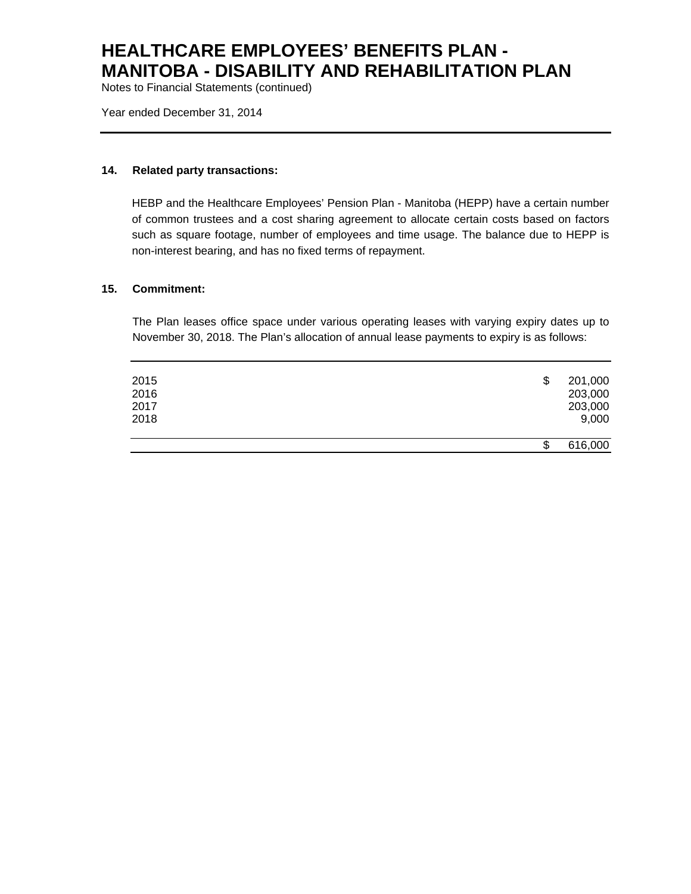# HEALTHCARE EMPLOYEES' BENEFITS PLAN - MANITOBA - DISABILITY AND REHABILITATION PLAN

Notes to Financial Statements (continued)

Year ended December 31, 2014

## 14. Related party transactions:

HEBP and the Healthcare Employees' Pension Plan - Manitoba (HEPP) have a certain number of common trustees and a cost sharing agreement to allocate certain costs based on factors such as square footage, number of employees and time usage. The balance due to HEPP is non-interest bearing, and has no fixed terms of repayment.

## 15. Commitment:

The Plan leases office space under various operating leases with varying expiry dates up to November 30, 2018. The Plan's allocation of annual lease payments to expiry is as follows:

| | |
|---|---|
| 2015 | $ 201,000 |
| 2016 | 203,000 |
| 2017 | 203,000 |
| 2018 | 9,000 |
| | $ 616,000 |